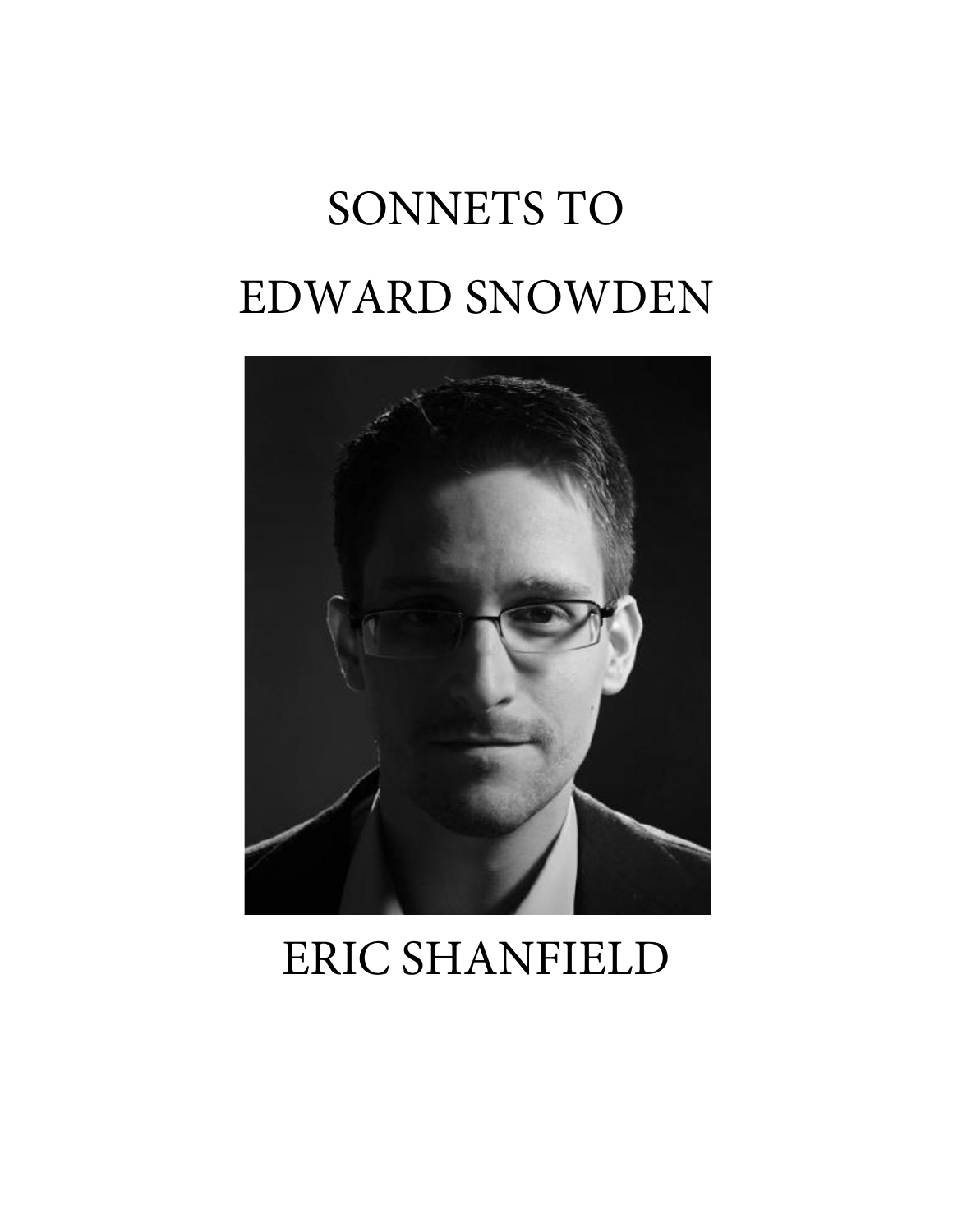# SONNETS TO EDWARD SNOWDEN

ERIC SHANFIELD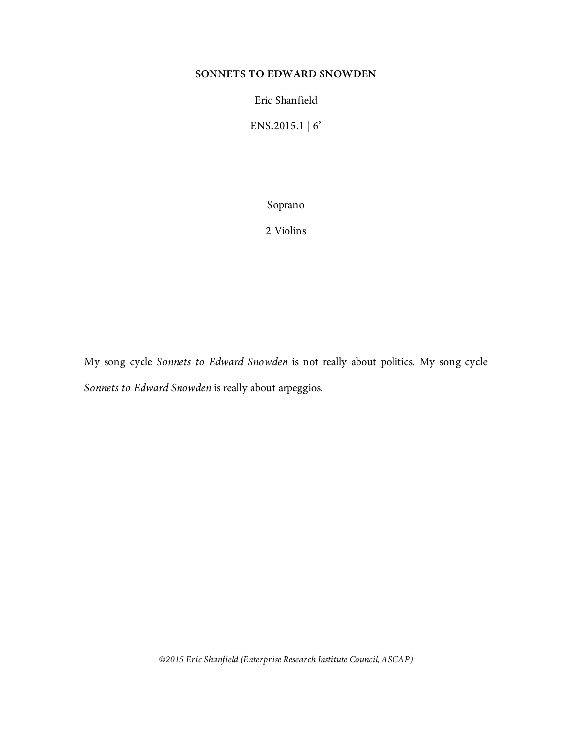# SONNETS TO EDWARD SNOWDEN

Eric Shanfield

ENS.2015.1 | 6'

Soprano

2 Violins

My song cycle *Sonnets to Edward Snowden* is not really about politics. My song cycle *Sonnets to Edward Snowden* is really about arpeggios.

*©2015 Eric Shanfield (Enterprise Research Institute Council, ASCAP)*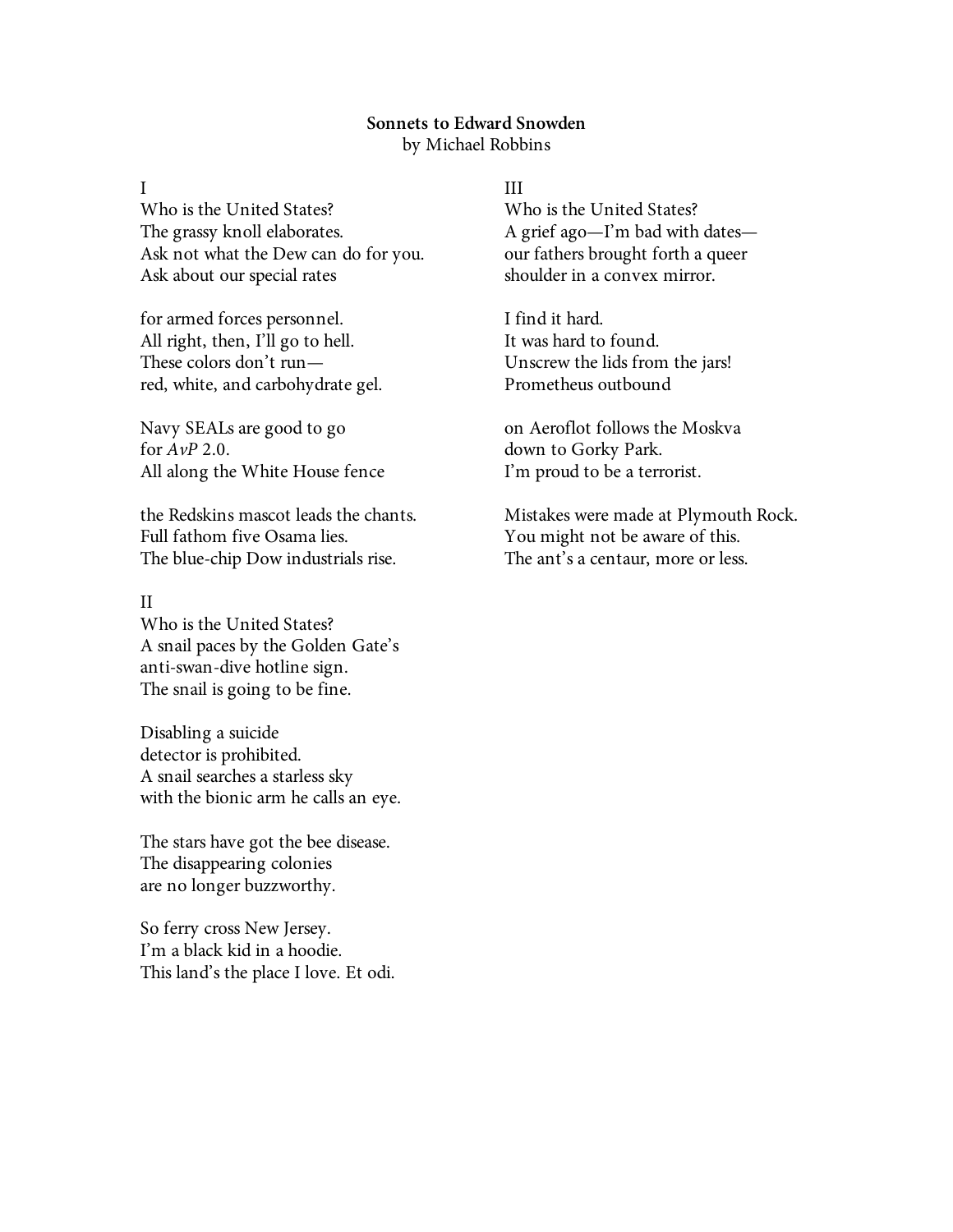**Sonnets to Edward Snowden**
by Michael Robbins

I
Who is the United States?
The grassy knoll elaborates.
Ask not what the Dew can do for you.
Ask about our special rates

for armed forces personnel.
All right, then, I'll go to hell.
These colors don't run—
red, white, and carbohydrate gel.

Navy SEALs are good to go
for *AvP* 2.0.
All along the White House fence

the Redskins mascot leads the chants.
Full fathom five Osama lies.
The blue-chip Dow industrials rise.

II
Who is the United States?
A snail paces by the Golden Gate's
anti-swan-dive hotline sign.
The snail is going to be fine.

Disabling a suicide
detector is prohibited.
A snail searches a starless sky
with the bionic arm he calls an eye.

The stars have got the bee disease.
The disappearing colonies
are no longer buzzworthy.

So ferry cross New Jersey.
I'm a black kid in a hoodie.
This land's the place I love. Et odi.

III
Who is the United States?
A grief ago—I'm bad with dates—
our fathers brought forth a queer
shoulder in a convex mirror.

I find it hard.
It was hard to found.
Unscrew the lids from the jars!
Prometheus outbound

on Aeroflot follows the Moskva
down to Gorky Park.
I'm proud to be a terrorist.

Mistakes were made at Plymouth Rock.
You might not be aware of this.
The ant's a centaur, more or less.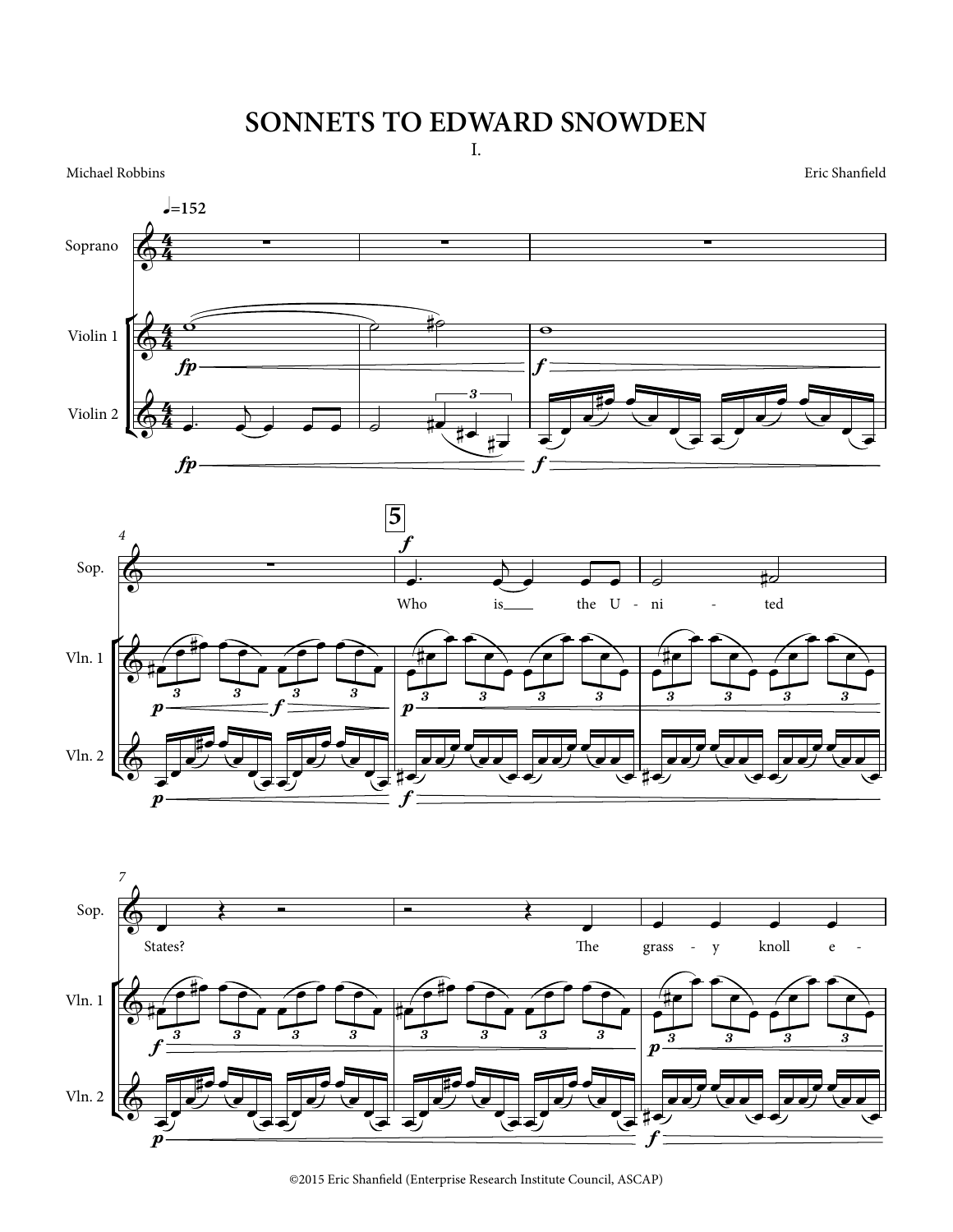# SONNETS TO EDWARD SNOWDEN

I.

Michael Robbins

Eric Shanfield

♩=152

Soprano

Violin 1

Violin 2

5

Who is the U - ni - ted States?

The grass - y knoll e -

©2015 Eric Shanfield (Enterprise Research Institute Council, ASCAP)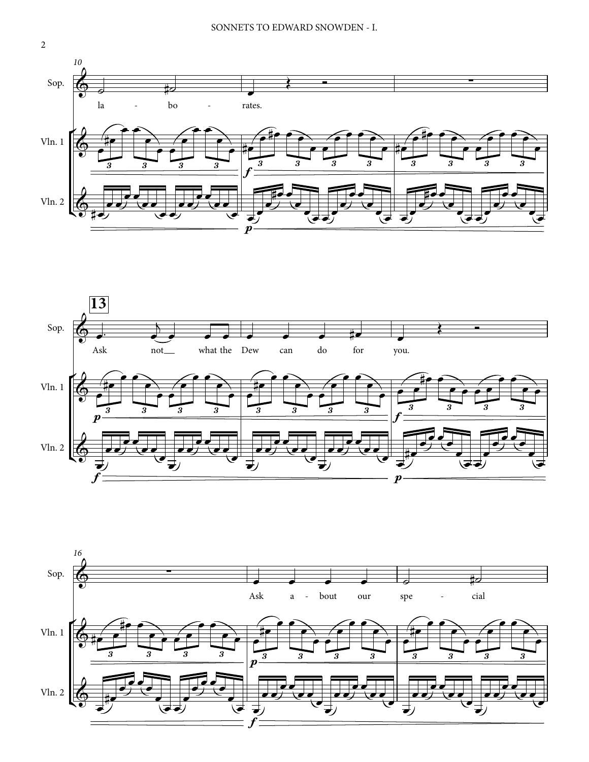la - bo - rates.

Ask not what the Dew can do for you.

Ask a - bout our spe - cial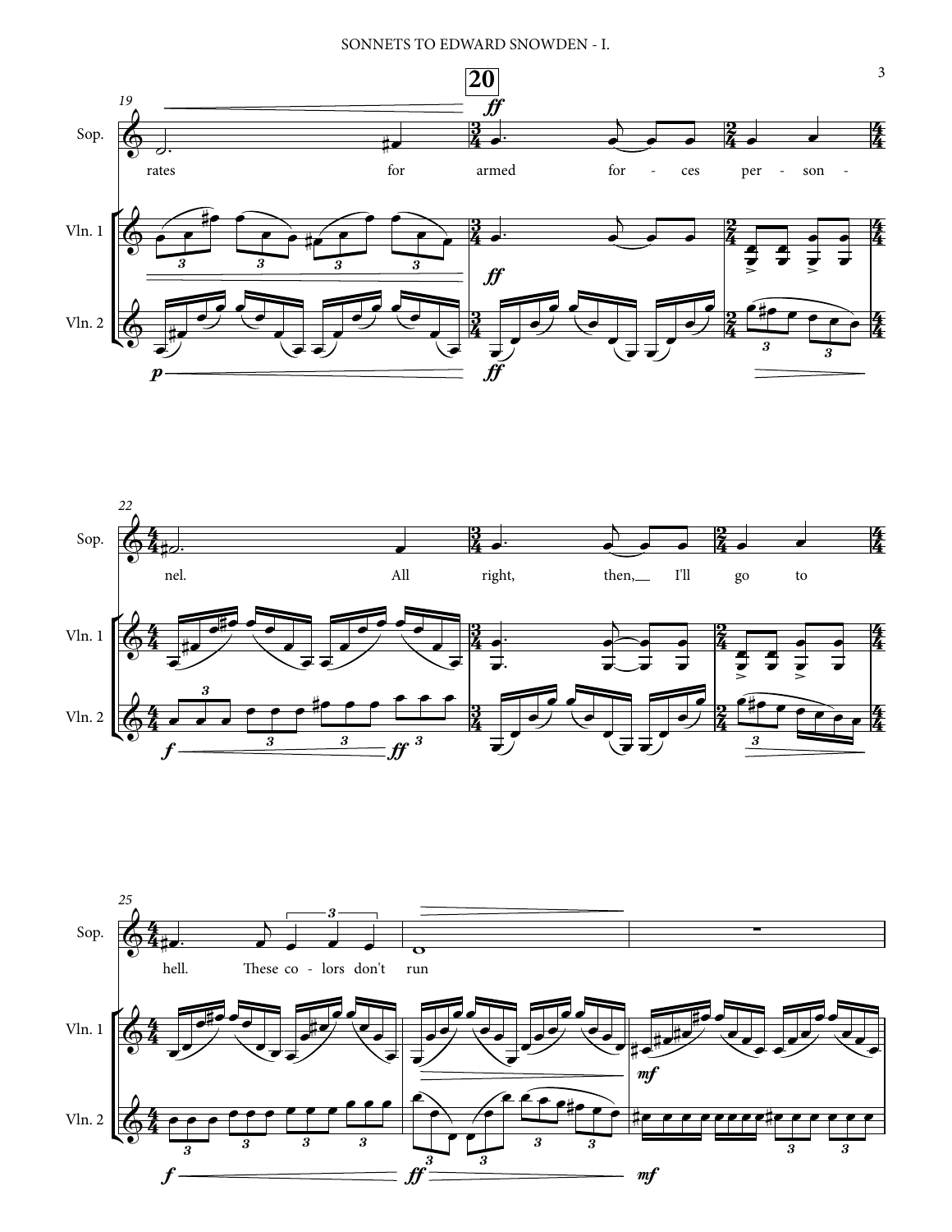**20**

Sop.: rates for armed for - ces per - son -

Vln. 1

Vln. 2

*p* *ff*

Sop.: nel. All right, then, I'll go to

Vln. 1

Vln. 2

*f* *ff*

Sop.: hell. These co - lors don't run

Vln. 1

Vln. 2

*f* *ff* *mf*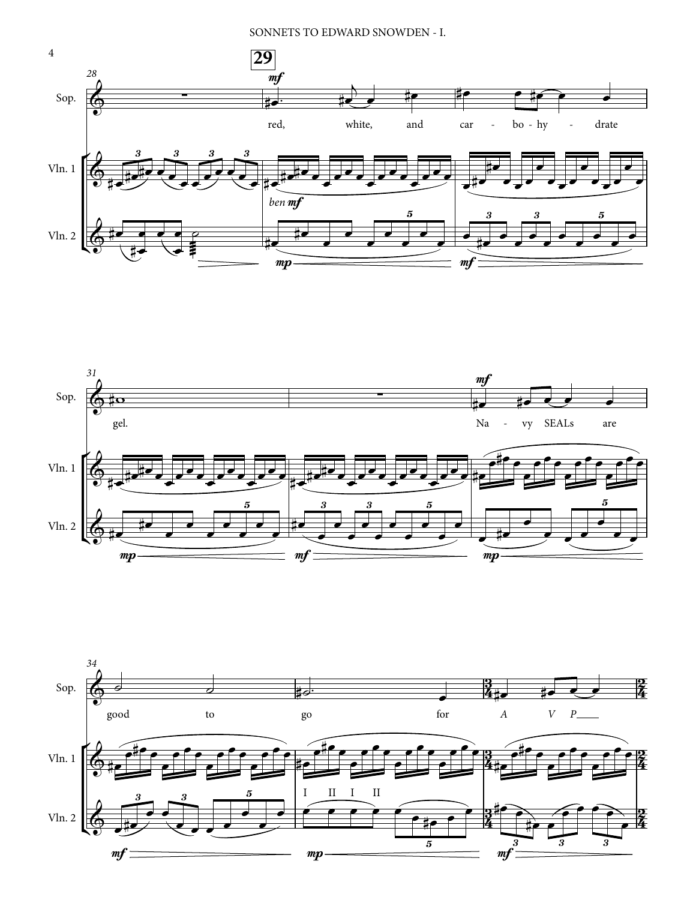28

**29**

*mf*

Sop.

red, white, and car - bo - hy - drate

Vln. 1

*ben* ***mf***

Vln. 2

***mp*** ***mf***

31

Sop.

gel. Na - vy SEALs are

*mf*

Vln. 1

Vln. 2

***mp*** ***mf*** ***mp***

34

Sop.

good to go for *A V P*

Vln. 1

I II I II

Vln. 2

***mf*** ***mp*** ***mf***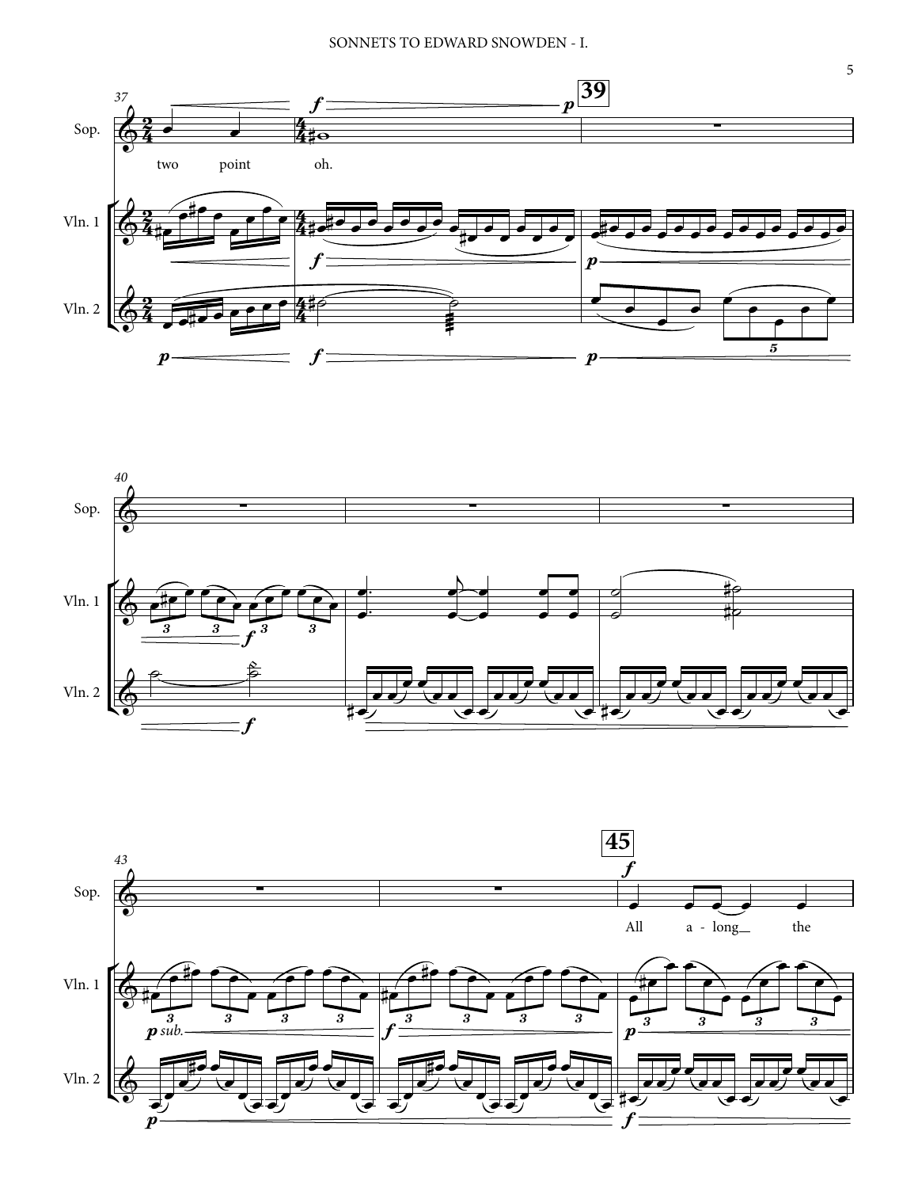37

Sop.

two point oh.

Vln. 1

Vln. 2

39

40

43

45

All a - long the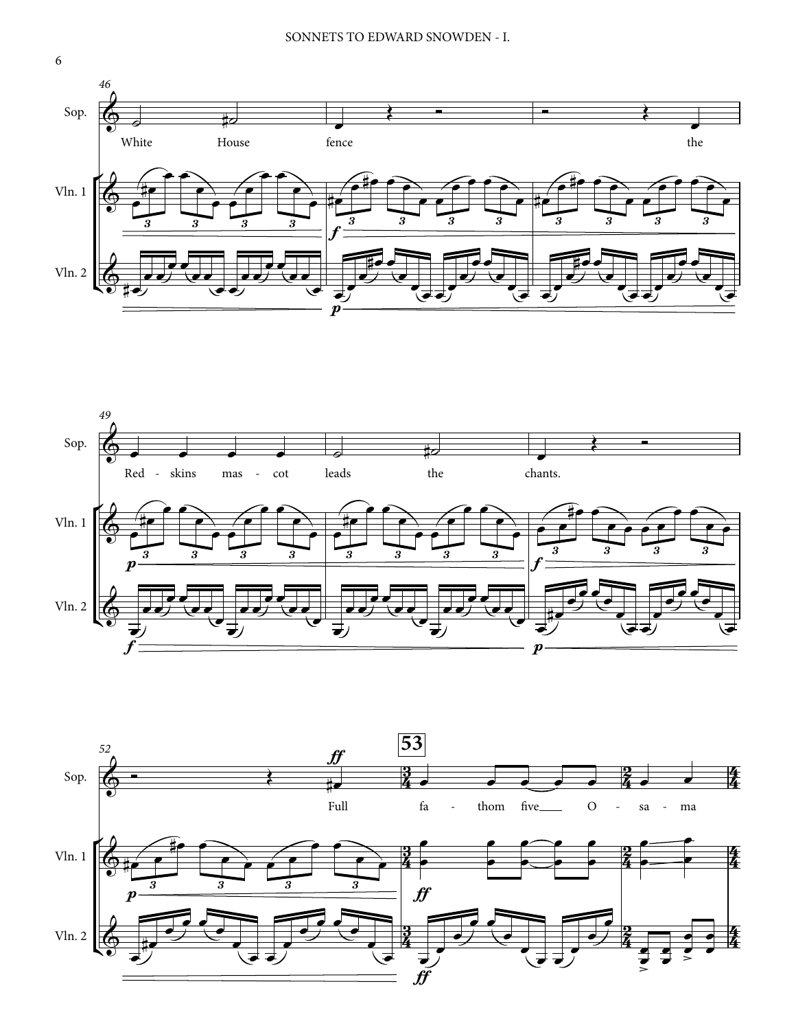46

Sop. — White House fence the

Vln. 1

Vln. 2

49

Sop. — Red - skins mas - cot leads the chants.

Vln. 1

Vln. 2

52

Sop. — Full fa - thom five O - sa - ma

Vln. 1

Vln. 2

53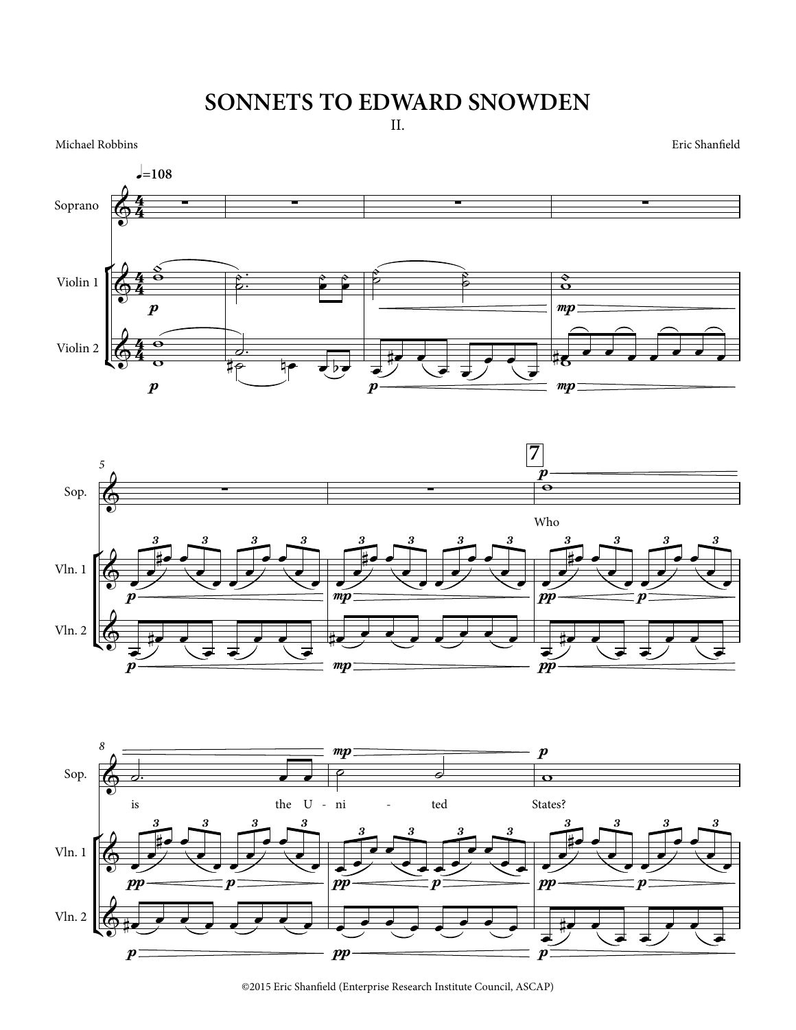# SONNETS TO EDWARD SNOWDEN

II.

Michael Robbins

Eric Shanfield

♩=108

Soprano

Violin 1

Violin 2

Who is the United States?

©2015 Eric Shanfield (Enterprise Research Institute Council, ASCAP)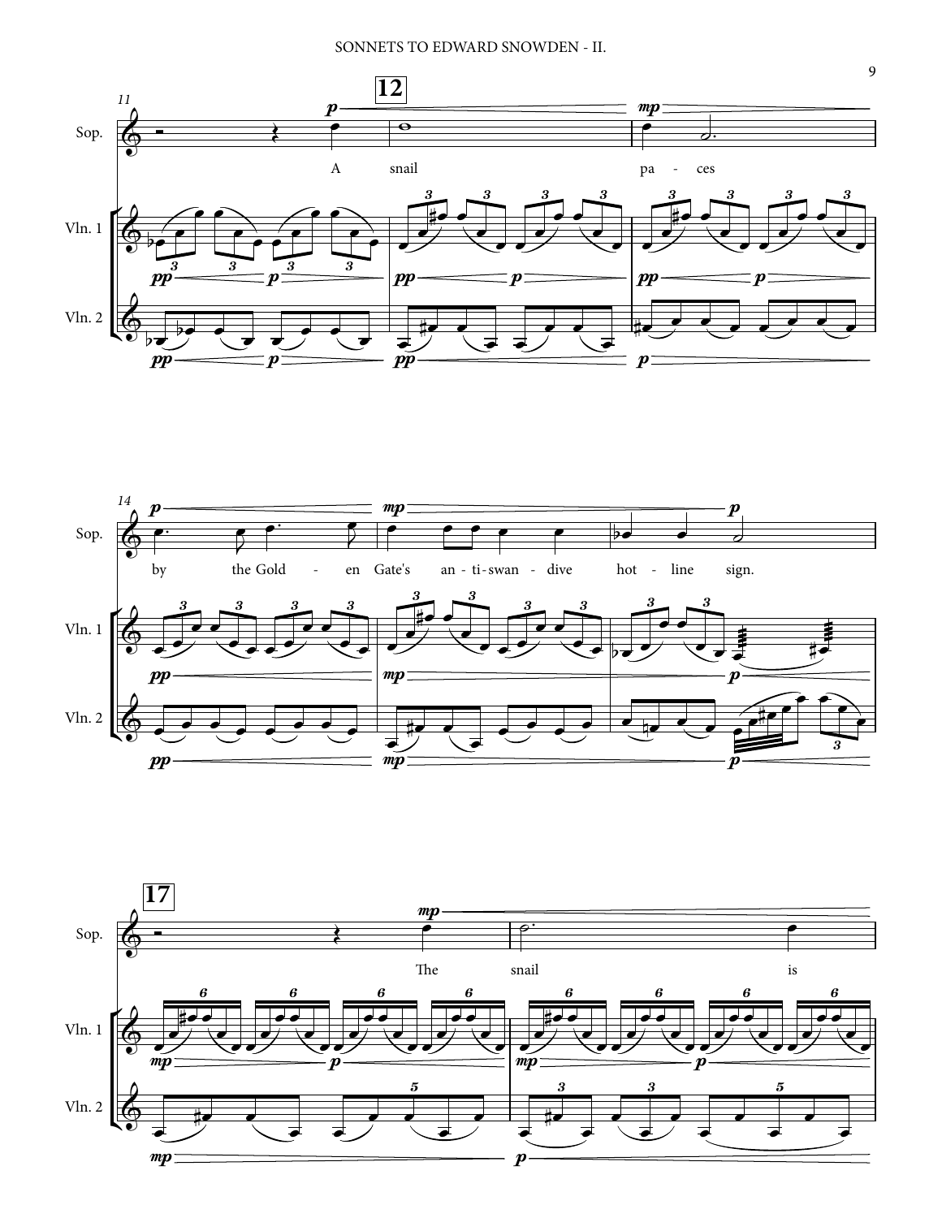A snail pa - ces

by the Gold - en Gate's an - ti - swan - dive hot - line sign.

The snail is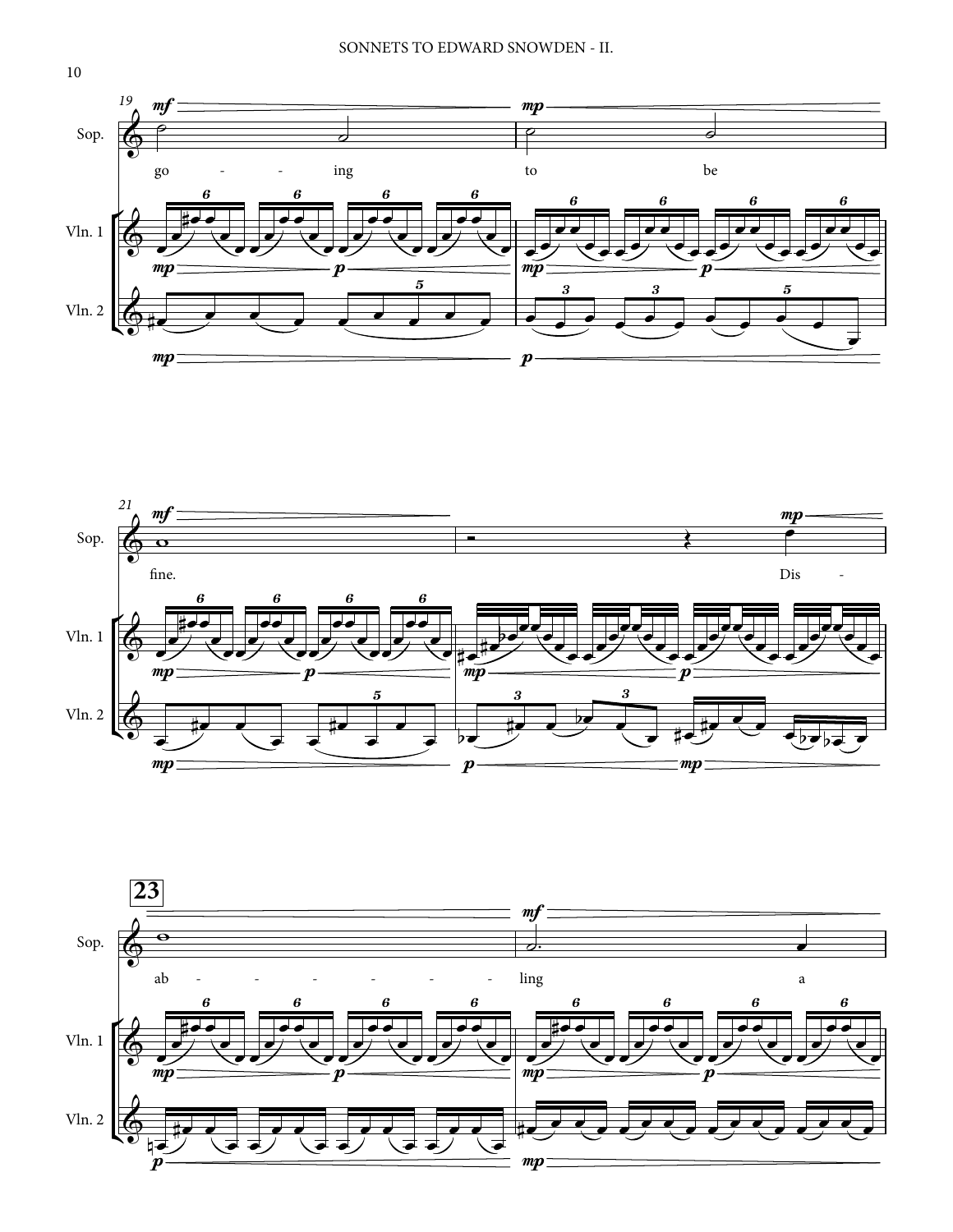19

Sop.

go - - ing to be

Vln. 1

Vln. 2

21

Sop.

fine. Dis -

Vln. 1

Vln. 2

23

Sop.

ab - - - - - - ling a

Vln. 1

Vln. 2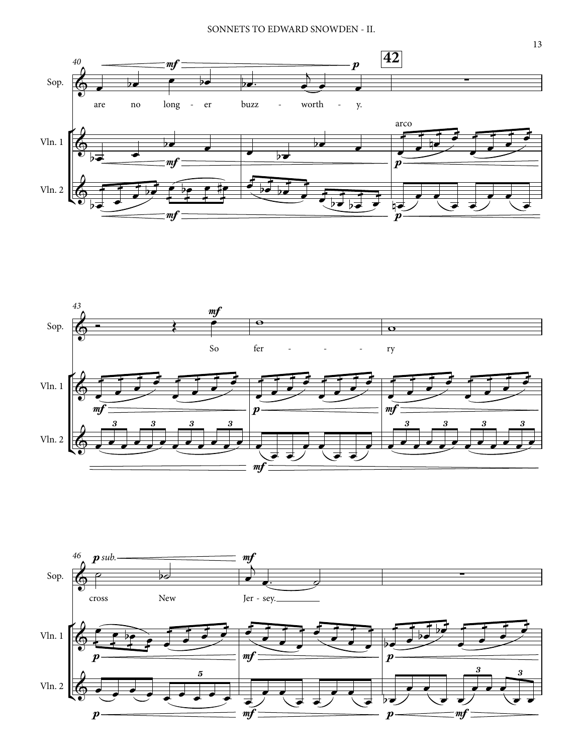Sop.

are no long - er buzz - worth - y.

arco

So fer - - - - ry

cross New Jer - sey.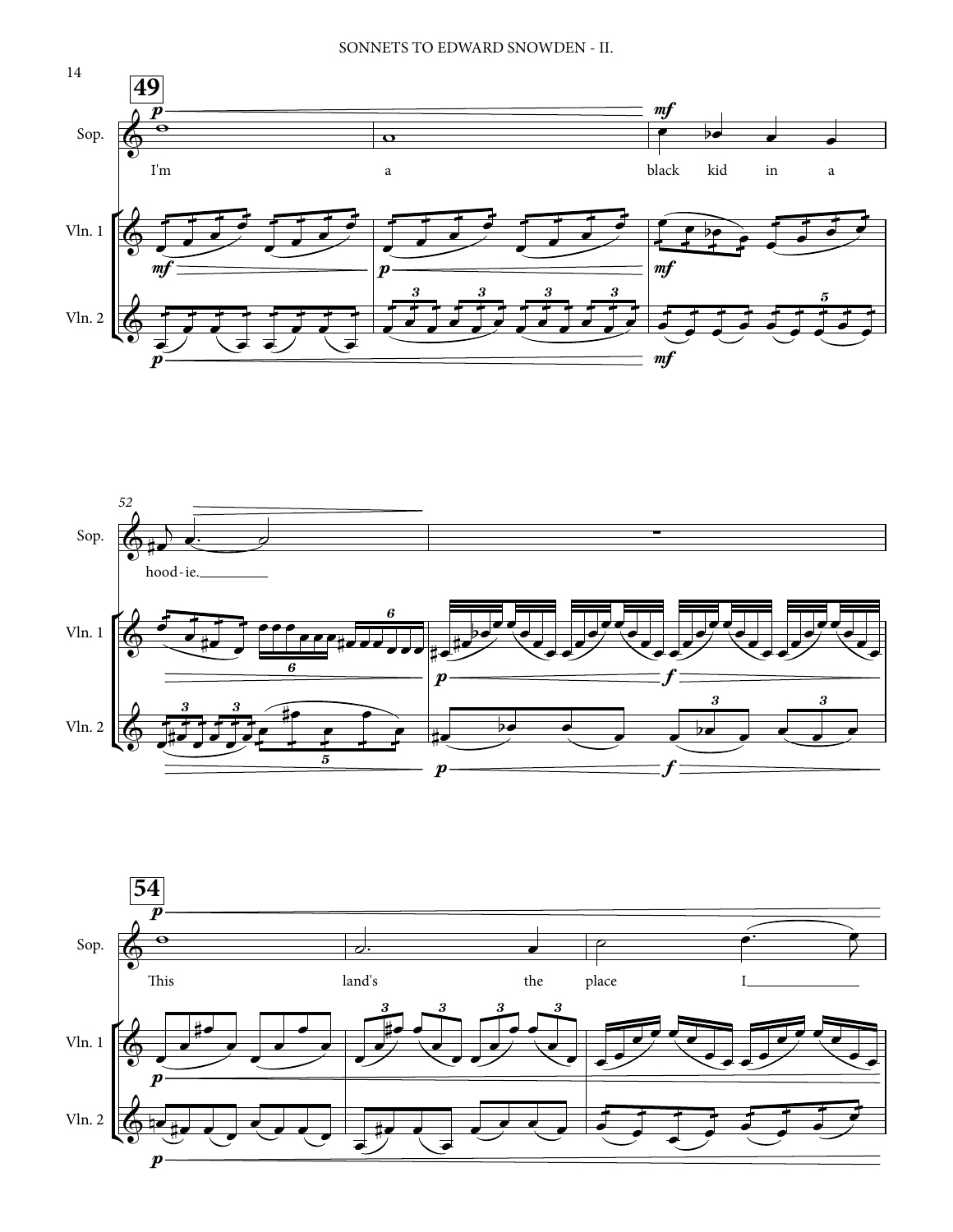49

Sop.

I'm a black kid in a

Vln. 1

Vln. 2

52

Sop.

hood-ie.

Vln. 1

Vln. 2

54

Sop.

This land's the place I

Vln. 1

Vln. 2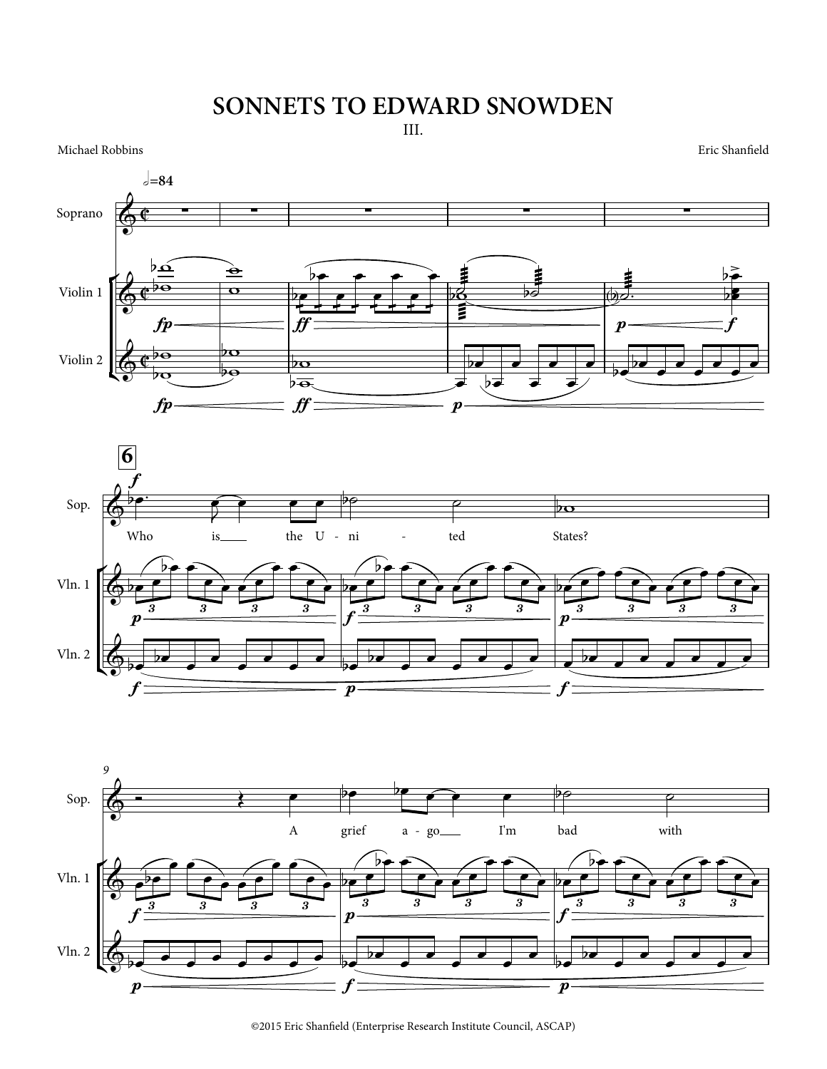# SONNETS TO EDWARD SNOWDEN

III.

Michael Robbins

Eric Shanfield

Who is the U-ni-ted States?

A grief a-go I'm bad with

©2015 Eric Shanfield (Enterprise Research Institute Council, ASCAP)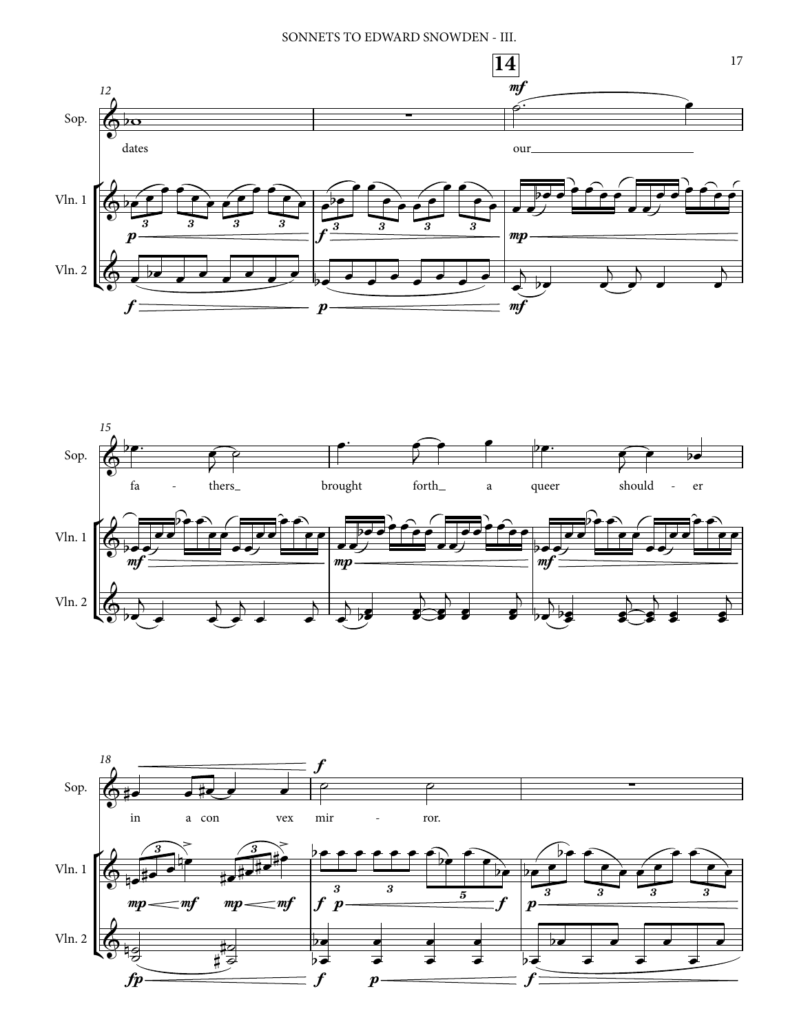12 Sop. dates — our

14

15 fa - thers brought forth a queer should - er

18 in a con vex mir - ror.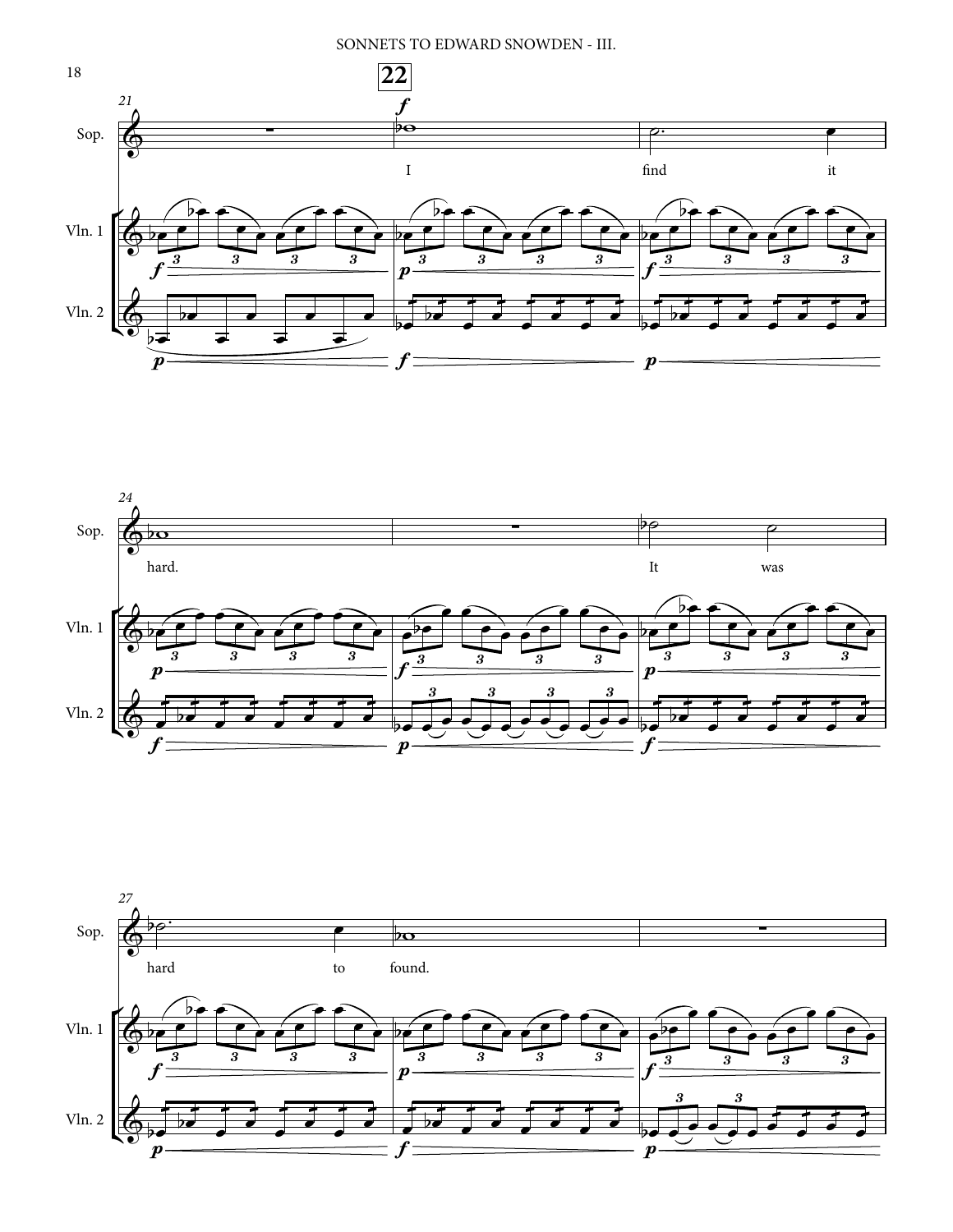**22**

Sop.

Vln. 1

Vln. 2

I find it hard. It was hard to found.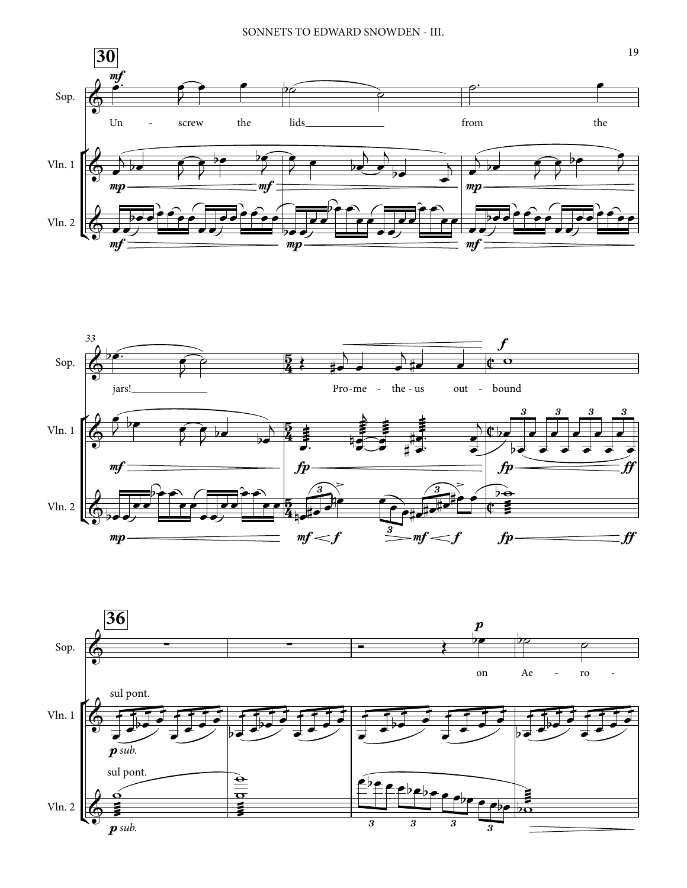**30**

Sop. — *mf*

Un - screw the lids ___ from the

Vln. 1 — *mp* — *mf* — *mp*

Vln. 2 — *mf* — *mp* — *mf*

33

Sop. — *f*

jars! ___ Pro-me - the - us out - bound

Vln. 1 — *mf* — *fp* — *fp* — *ff*

Vln. 2 — *mp* — *mf* < *f* — > *mf* < *f* — *fp* — *ff*

**36**

Sop. — *p*

on Ae - ro -

Vln. 1 — sul pont. — *p sub.*

Vln. 2 — sul pont. — *p sub.*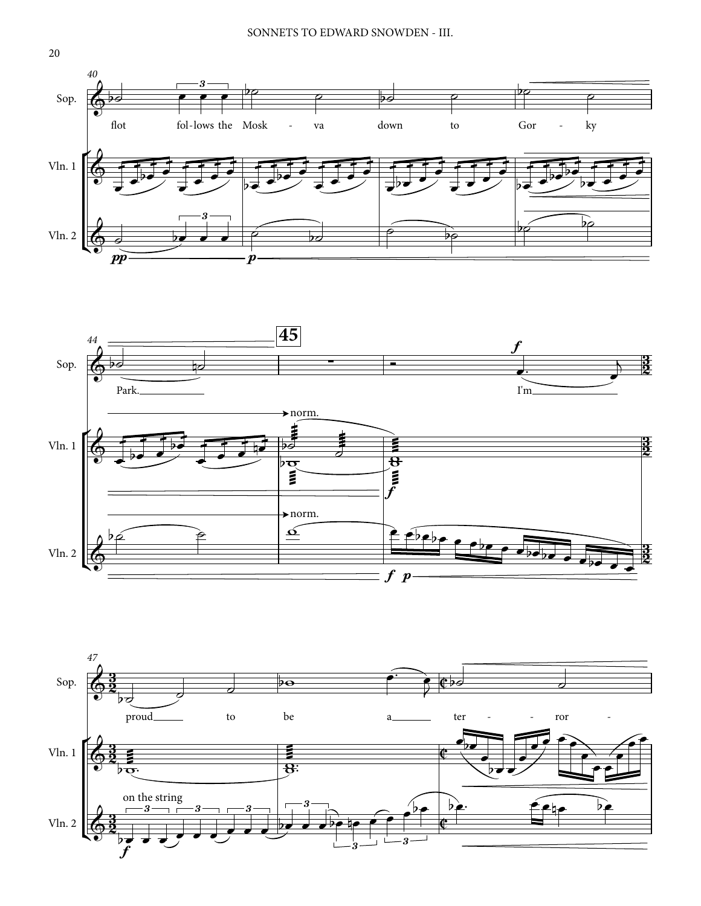Sop.

flot fol-lows the Mosk - va down to Gor - ky

Park.

I'm

proud to be a ter - - ror -

Vln. 1

norm.

Vln. 2

norm.

on the string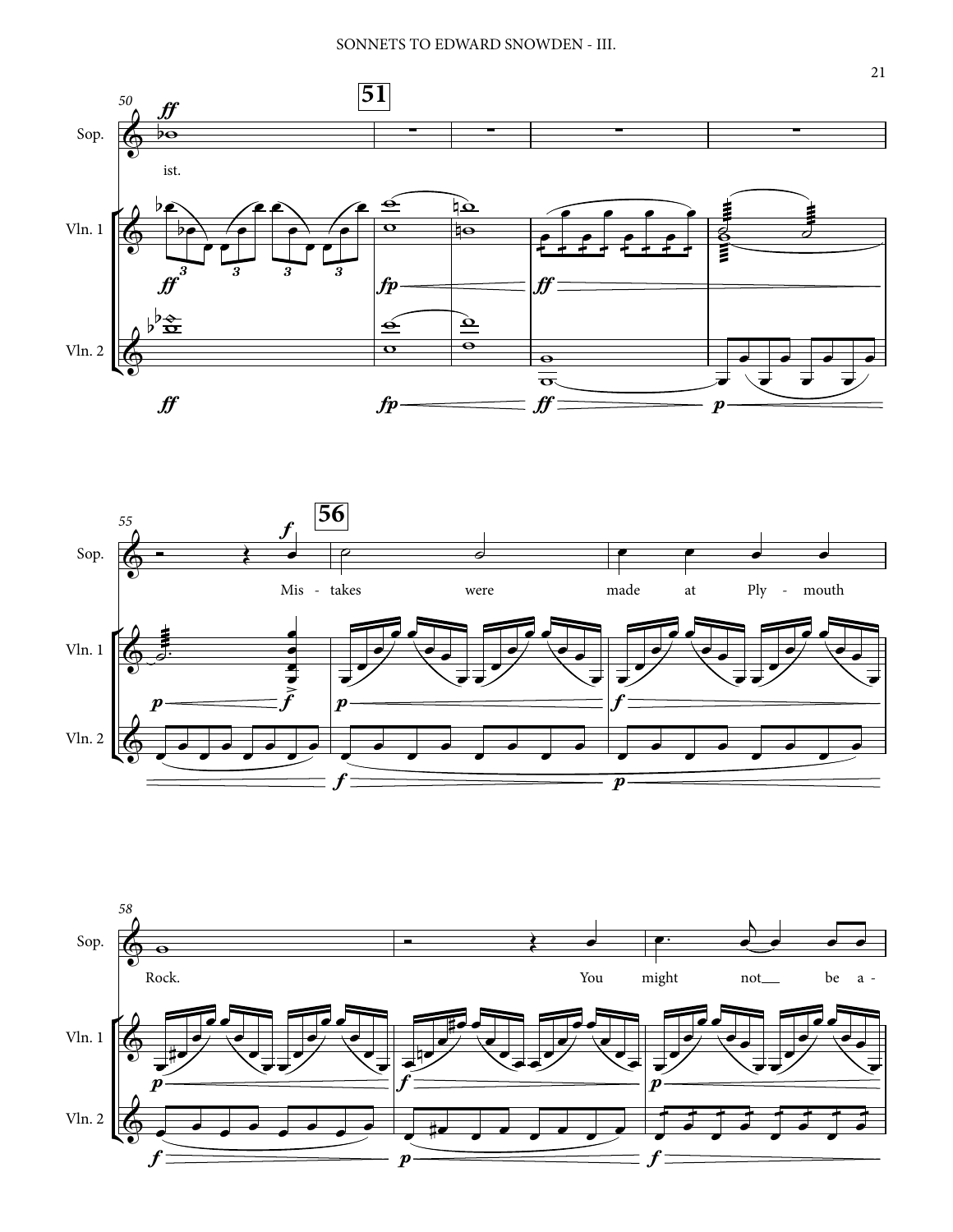Sop.

ist.

Vln. 1

Vln. 2

Mis - takes were made at Ply - mouth

Rock. You might not be a -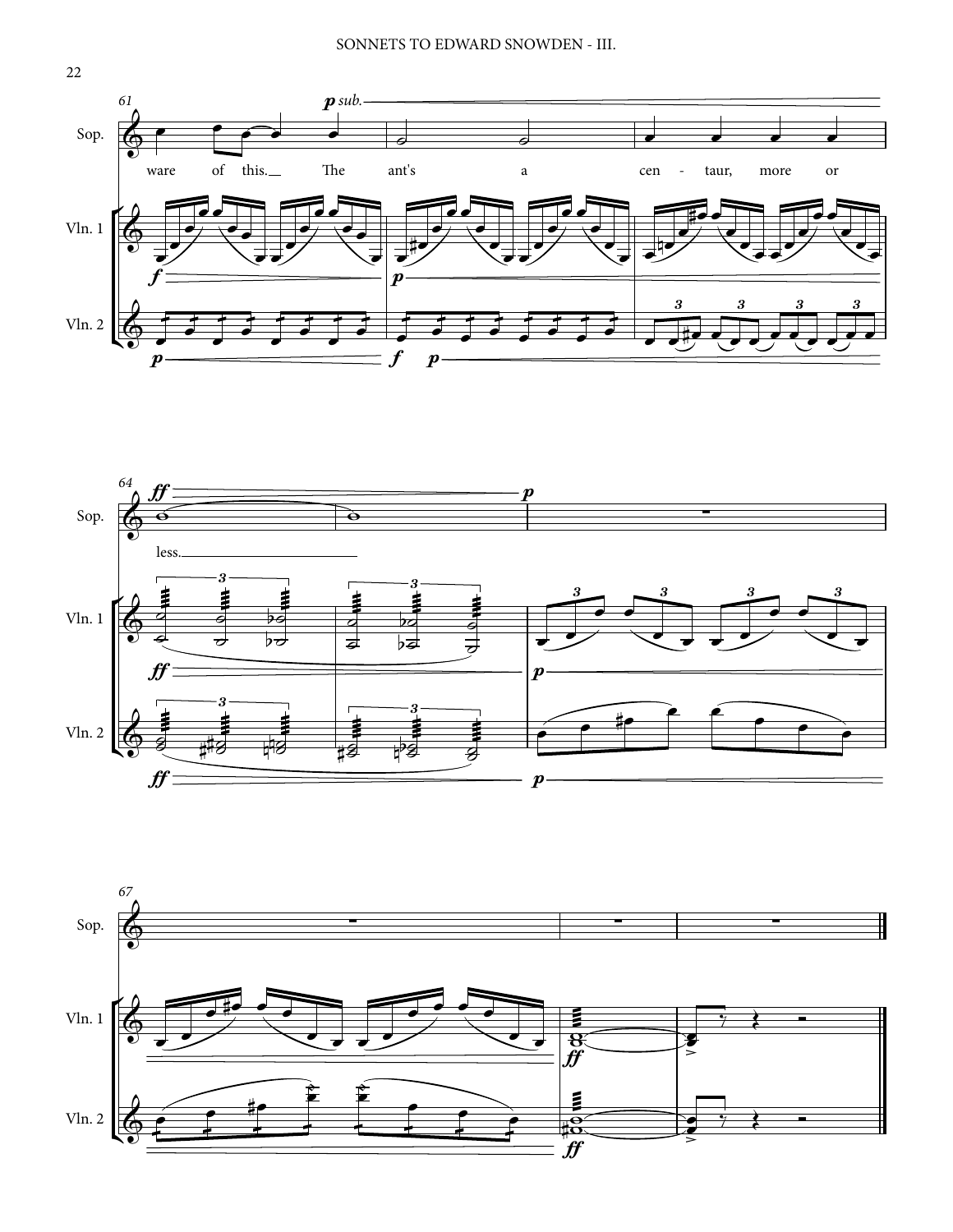ware of this. The ant's a cen - taur, more or less.